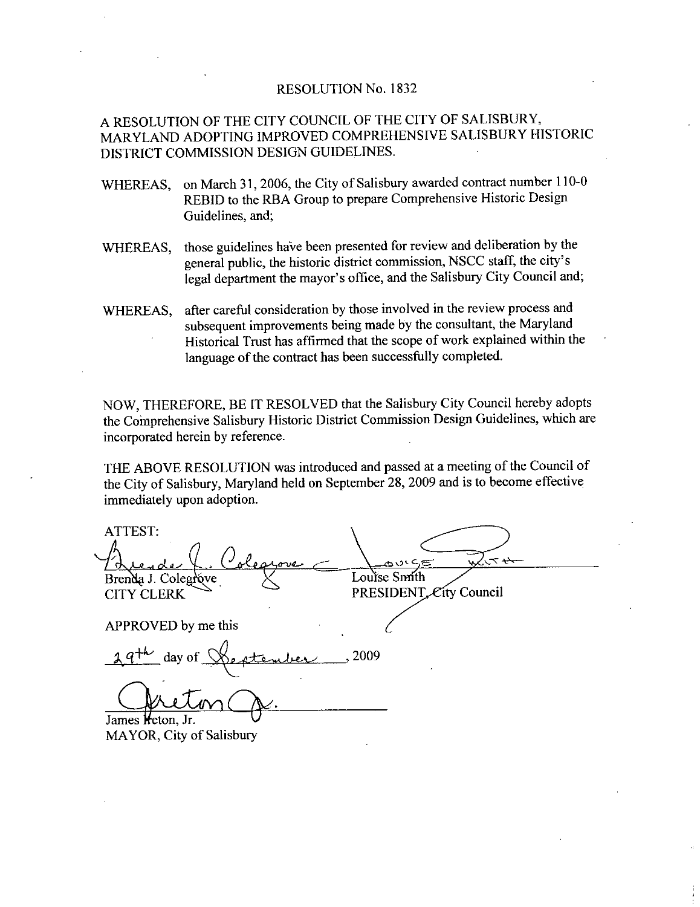# RESOLUTION No. 1832

A RESOLUTION OF THE CITY COUNCIL OF THE CITY OF SALISBURY, MARYLAND ADOPTING IMPROVED COMPREHENSIVE SALISBURY HISTORIC DISTRICT COMMISSION DESIGN GUIDELINES.

WHEREAS, on March 31, 2006, the City of Salisbury awarded contract number 110-0 REBID to the RBA Group to prepare Comprehensive Historic Design Guidelines, and;

WHEREAS, those guidelines have been presented for review and deliberation by the general public, the historic district commission, NSCC staff, the city's legal department the mayor's office, and the Salisbury City Council and;

WHEREAS, after careful consideration by those involved in the review process and subsequent improvements being made by the consultant, the Maryland Historical Trust has affirmed that the scope of work explained within the language of the contract has been successfully completed.

NOW, THEREFORE, BE IT RESOLVED that the Salisbury City Council hereby adopts the Comprehensive Salisbury Historic District Commission Design Guidelines, which are incorporated herein by reference.

THE ABOVE RESOLUTION was introduced and passed at a meeting of the Council of the City of Salisbury, Maryland held on September 28, 2009 and is to become effective immediately upon adoption.

ATTEST:

Brenda J. Colegrove
CITY CLERK

Louise Smith
PRESIDENT, City Council

APPROVED by me this

29th day of September, 2009

James Ireton, Jr.
MAYOR, City of Salisbury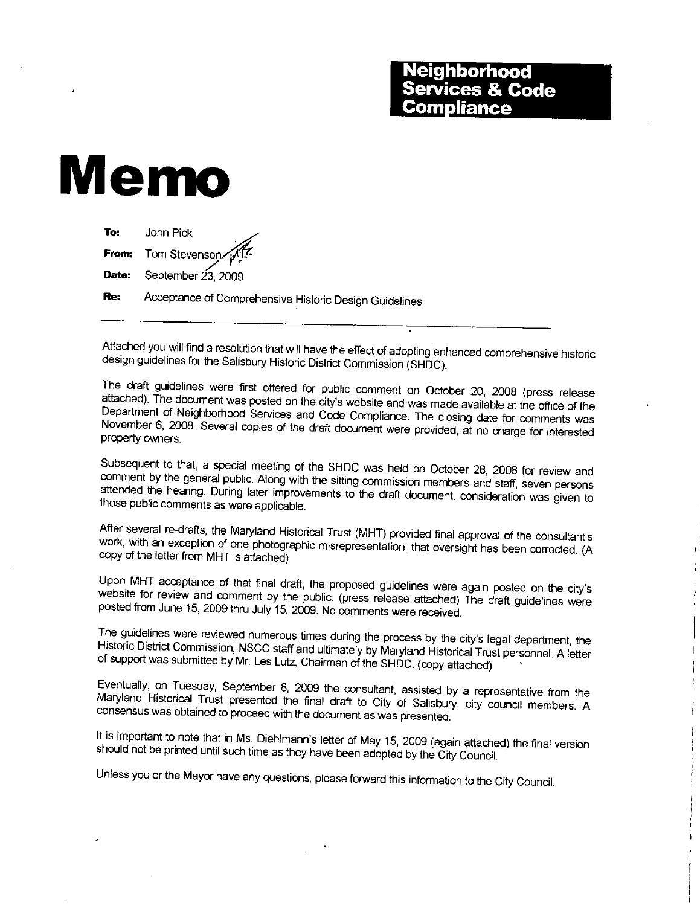**Neighborhood Services & Code Compliance**

# Memo

**To:** John Pick

**From:** Tom Stevenson

**Date:** September 23, 2009

**Re:** Acceptance of Comprehensive Historic Design Guidelines

---

Attached you will find a resolution that will have the effect of adopting enhanced comprehensive historic design guidelines for the Salisbury Historic District Commission (SHDC).

The draft guidelines were first offered for public comment on October 20, 2008 (press release attached). The document was posted on the city's website and was made available at the office of the Department of Neighborhood Services and Code Compliance. The closing date for comments was November 6, 2008. Several copies of the draft document were provided, at no charge for interested property owners.

Subsequent to that, a special meeting of the SHDC was held on October 28, 2008 for review and comment by the general public. Along with the sitting commission members and staff, seven persons attended the hearing. During later improvements to the draft document, consideration was given to those public comments as were applicable.

After several re-drafts, the Maryland Historical Trust (MHT) provided final approval of the consultant's work, with an exception of one photographic misrepresentation; that oversight has been corrected. (A copy of the letter from MHT is attached)

Upon MHT acceptance of that final draft, the proposed guidelines were again posted on the city's website for review and comment by the public. (press release attached) The draft guidelines were posted from June 15, 2009 thru July 15, 2009. No comments were received.

The guidelines were reviewed numerous times during the process by the city's legal department, the Historic District Commission, NSCC staff and ultimately by Maryland Historical Trust personnel. A letter of support was submitted by Mr. Les Lutz, Chairman of the SHDC. (copy attached)

Eventually, on Tuesday, September 8, 2009 the consultant, assisted by a representative from the Maryland Historical Trust presented the final draft to City of Salisbury, city council members. A consensus was obtained to proceed with the document as was presented.

It is important to note that in Ms. Diehlmann's letter of May 15, 2009 (again attached) the final version should not be printed until such time as they have been adopted by the City Council.

Unless you or the Mayor have any questions, please forward this information to the City Council.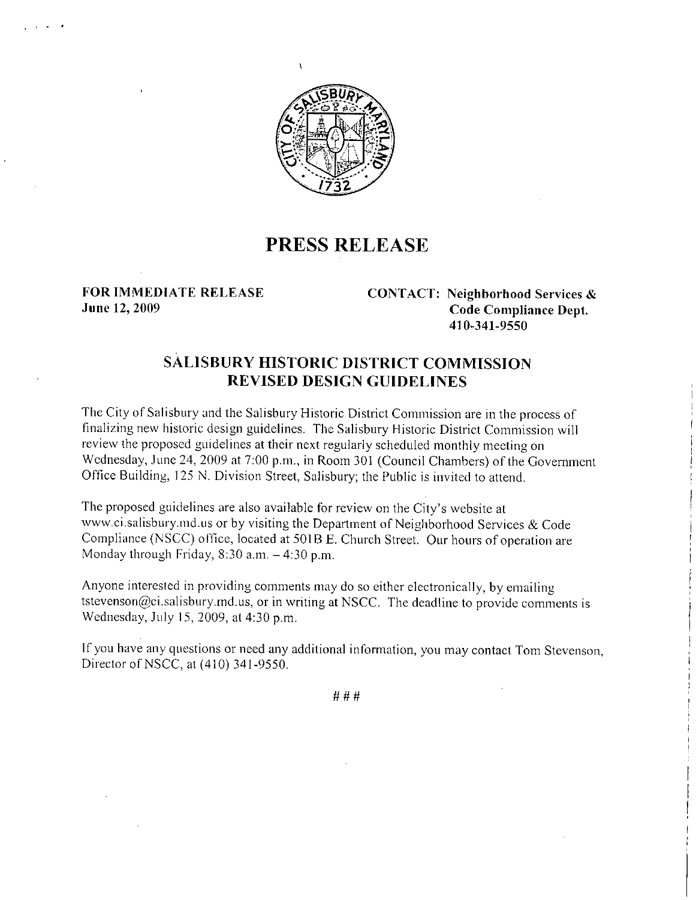# PRESS RELEASE

**FOR IMMEDIATE RELEASE**
**June 12, 2009**

**CONTACT: Neighborhood Services & Code Compliance Dept.**
**410-341-9550**

## SALISBURY HISTORIC DISTRICT COMMISSION REVISED DESIGN GUIDELINES

The City of Salisbury and the Salisbury Historic District Commission are in the process of finalizing new historic design guidelines. The Salisbury Historic District Commission will review the proposed guidelines at their next regularly scheduled monthly meeting on Wednesday, June 24, 2009 at 7:00 p.m., in Room 301 (Council Chambers) of the Government Office Building, 125 N. Division Street, Salisbury; the Public is invited to attend.

The proposed guidelines are also available for review on the City's website at www.ci.salisbury.md.us or by visiting the Department of Neighborhood Services & Code Compliance (NSCC) office, located at 501B E. Church Street. Our hours of operation are Monday through Friday, 8:30 a.m. – 4:30 p.m.

Anyone interested in providing comments may do so either electronically, by emailing tstevenson@ci.salisbury.md.us, or in writing at NSCC. The deadline to provide comments is Wednesday, July 15, 2009, at 4:30 p.m.

If you have any questions or need any additional information, you may contact Tom Stevenson, Director of NSCC, at (410) 341-9550.

###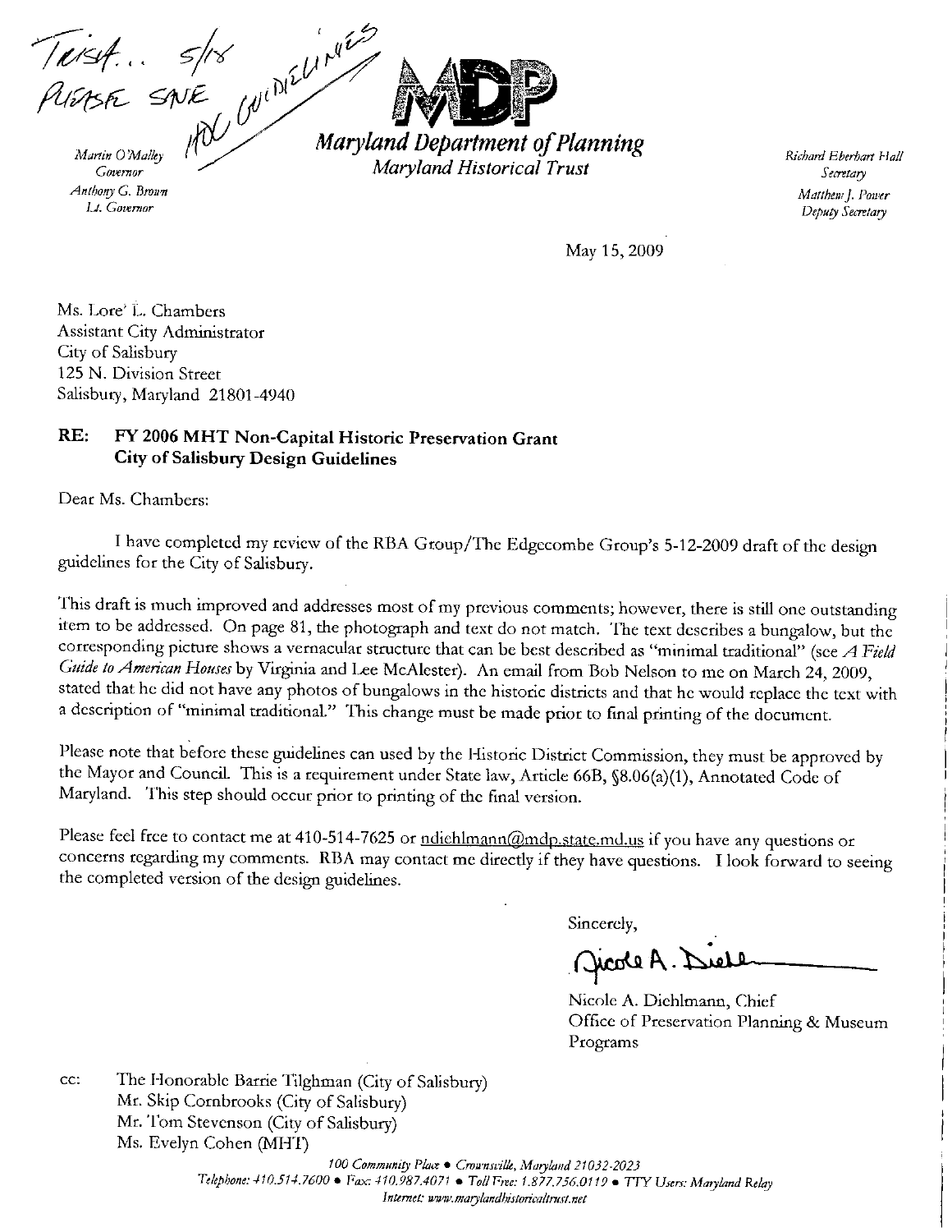Trish... 5/18
Please save
HDC Guidelines

Martin O'Malley
Governor
Anthony G. Brown
Lt. Governor

**MDP**

***Maryland Department of Planning***
*Maryland Historical Trust*

Richard Eberhart Hall
Secretary
Matthew J. Power
Deputy Secretary

May 15, 2009

Ms. Lore' L. Chambers
Assistant City Administrator
City of Salisbury
125 N. Division Street
Salisbury, Maryland 21801-4940

**RE: FY 2006 MHT Non-Capital Historic Preservation Grant**
**City of Salisbury Design Guidelines**

Dear Ms. Chambers:

I have completed my review of the RBA Group/The Edgecombe Group's 5-12-2009 draft of the design guidelines for the City of Salisbury.

This draft is much improved and addresses most of my previous comments; however, there is still one outstanding item to be addressed. On page 81, the photograph and text do not match. The text describes a bungalow, but the corresponding picture shows a vernacular structure that can be best described as "minimal traditional" (see *A Field Guide to American Houses* by Virginia and Lee McAlester). An email from Bob Nelson to me on March 24, 2009, stated that he did not have any photos of bungalows in the historic districts and that he would replace the text with a description of "minimal traditional." This change must be made prior to final printing of the document.

Please note that before these guidelines can used by the Historic District Commission, they must be approved by the Mayor and Council. This is a requirement under State law, Article 66B, §8.06(a)(1), Annotated Code of Maryland. This step should occur prior to printing of the final version.

Please feel free to contact me at 410-514-7625 or ndiehlmann@mdp.state.md.us if you have any questions or concerns regarding my comments. RBA may contact me directly if they have questions. I look forward to seeing the completed version of the design guidelines.

Sincerely,

Nicole A. Diehl

Nicole A. Diehlmann, Chief
Office of Preservation Planning & Museum Programs

cc: The Honorable Barrie Tilghman (City of Salisbury)
Mr. Skip Cornbrooks (City of Salisbury)
Mr. Tom Stevenson (City of Salisbury)
Ms. Evelyn Cohen (MHT)

*100 Community Place • Crownsville, Maryland 21032-2023*
*Telephone: 410.514.7600 • Fax: 410.987.4071 • Toll Free: 1.877.756.0119 • TTY Users: Maryland Relay*
*Internet: www.marylandhistoricaltrust.net*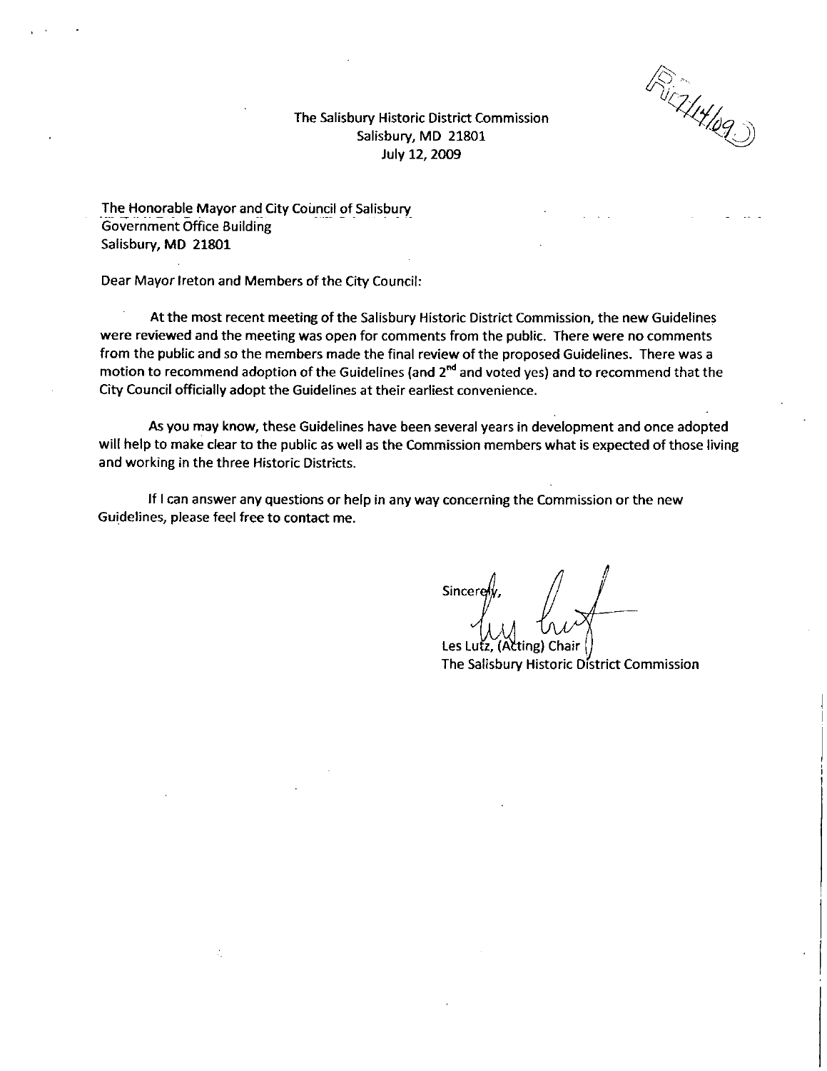R 7/14/09

The Salisbury Historic District Commission
Salisbury, MD 21801
July 12, 2009

The Honorable Mayor and City Council of Salisbury
Government Office Building
Salisbury, MD 21801

Dear Mayor Ireton and Members of the City Council:

At the most recent meeting of the Salisbury Historic District Commission, the new Guidelines were reviewed and the meeting was open for comments from the public. There were no comments from the public and so the members made the final review of the proposed Guidelines. There was a motion to recommend adoption of the Guidelines (and 2nd and voted yes) and to recommend that the City Council officially adopt the Guidelines at their earliest convenience.

As you may know, these Guidelines have been several years in development and once adopted will help to make clear to the public as well as the Commission members what is expected of those living and working in the three Historic Districts.

If I can answer any questions or help in any way concerning the Commission or the new Guidelines, please feel free to contact me.

Sincerely,

Les Lutz, (Acting) Chair
The Salisbury Historic District Commission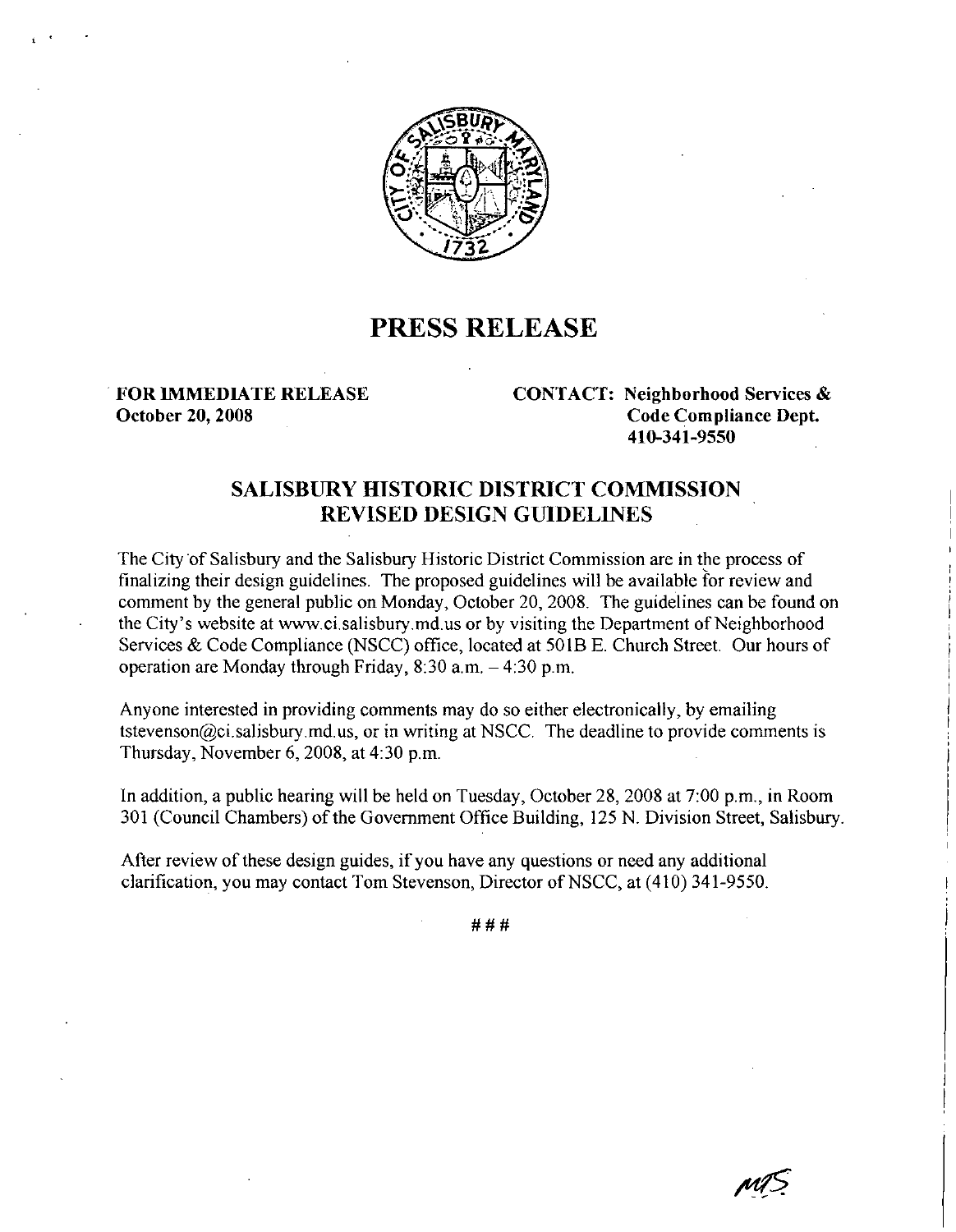# PRESS RELEASE

**FOR IMMEDIATE RELEASE**
**October 20, 2008**

**CONTACT: Neighborhood Services & Code Compliance Dept. 410-341-9550**

## SALISBURY HISTORIC DISTRICT COMMISSION REVISED DESIGN GUIDELINES

The City of Salisbury and the Salisbury Historic District Commission are in the process of finalizing their design guidelines. The proposed guidelines will be available for review and comment by the general public on Monday, October 20, 2008. The guidelines can be found on the City's website at www.ci.salisbury.md.us or by visiting the Department of Neighborhood Services & Code Compliance (NSCC) office, located at 501B E. Church Street. Our hours of operation are Monday through Friday, 8:30 a.m. – 4:30 p.m.

Anyone interested in providing comments may do so either electronically, by emailing tstevenson@ci.salisbury.md.us, or in writing at NSCC. The deadline to provide comments is Thursday, November 6, 2008, at 4:30 p.m.

In addition, a public hearing will be held on Tuesday, October 28, 2008 at 7:00 p.m., in Room 301 (Council Chambers) of the Government Office Building, 125 N. Division Street, Salisbury.

After review of these design guides, if you have any questions or need any additional clarification, you may contact Tom Stevenson, Director of NSCC, at (410) 341-9550.

###

MTS